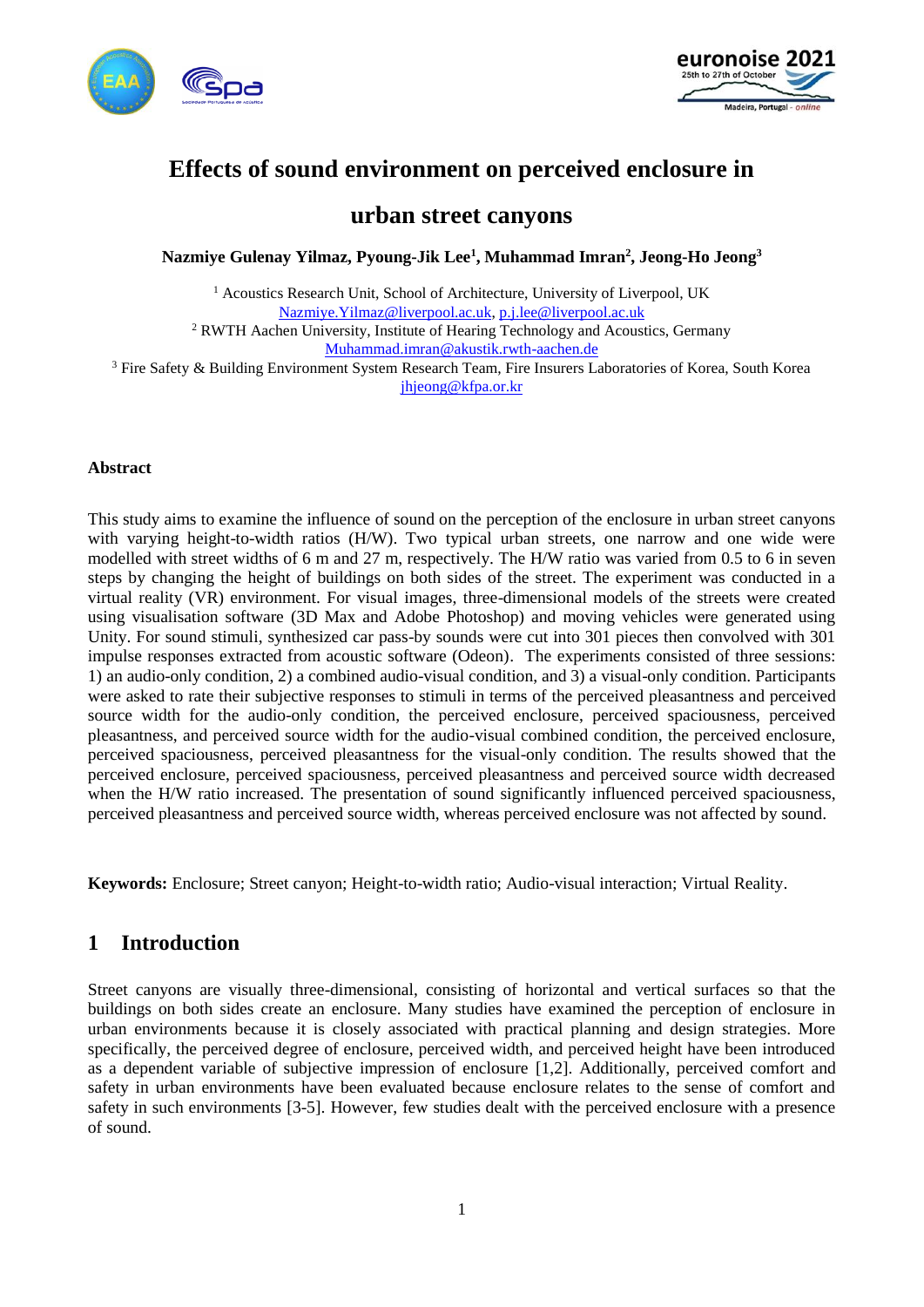# Effects of sound environment on perceived enclosure in urban street canyons

**Nazmiye Gulenay Yilmaz, Pyoung-Jik Lee[1], Muhammad Imran[2], Jeong-Ho Jeong[3]**

[1] Acoustics Research Unit, School of Architecture, University of Liverpool, UK
Nazmiye.Yilmaz@liverpool.ac.uk, p.j.lee@liverpool.ac.uk
[2] RWTH Aachen University, Institute of Hearing Technology and Acoustics, Germany
Muhammad.imran@akustik.rwth-aachen.de
[3] Fire Safety & Building Environment System Research Team, Fire Insurers Laboratories of Korea, South Korea
jhjeong@kfpa.or.kr

### Abstract

This study aims to examine the influence of sound on the perception of the enclosure in urban street canyons with varying height-to-width ratios (H/W). Two typical urban streets, one narrow and one wide were modelled with street widths of 6 m and 27 m, respectively. The H/W ratio was varied from 0.5 to 6 in seven steps by changing the height of buildings on both sides of the street. The experiment was conducted in a virtual reality (VR) environment. For visual images, three-dimensional models of the streets were created using visualisation software (3D Max and Adobe Photoshop) and moving vehicles were generated using Unity. For sound stimuli, synthesized car pass-by sounds were cut into 301 pieces then convolved with 301 impulse responses extracted from acoustic software (Odeon). The experiments consisted of three sessions: 1) an audio-only condition, 2) a combined audio-visual condition, and 3) a visual-only condition. Participants were asked to rate their subjective responses to stimuli in terms of the perceived pleasantness and perceived source width for the audio-only condition, the perceived enclosure, perceived spaciousness, perceived pleasantness, and perceived source width for the audio-visual combined condition, the perceived enclosure, perceived spaciousness, perceived pleasantness for the visual-only condition. The results showed that the perceived enclosure, perceived spaciousness, perceived pleasantness and perceived source width decreased when the H/W ratio increased. The presentation of sound significantly influenced perceived spaciousness, perceived pleasantness and perceived source width, whereas perceived enclosure was not affected by sound.

**Keywords:** Enclosure; Street canyon; Height-to-width ratio; Audio-visual interaction; Virtual Reality.

## 1 Introduction

Street canyons are visually three-dimensional, consisting of horizontal and vertical surfaces so that the buildings on both sides create an enclosure. Many studies have examined the perception of enclosure in urban environments because it is closely associated with practical planning and design strategies. More specifically, the perceived degree of enclosure, perceived width, and perceived height have been introduced as a dependent variable of subjective impression of enclosure [1,2]. Additionally, perceived comfort and safety in urban environments have been evaluated because enclosure relates to the sense of comfort and safety in such environments [3-5]. However, few studies dealt with the perceived enclosure with a presence of sound.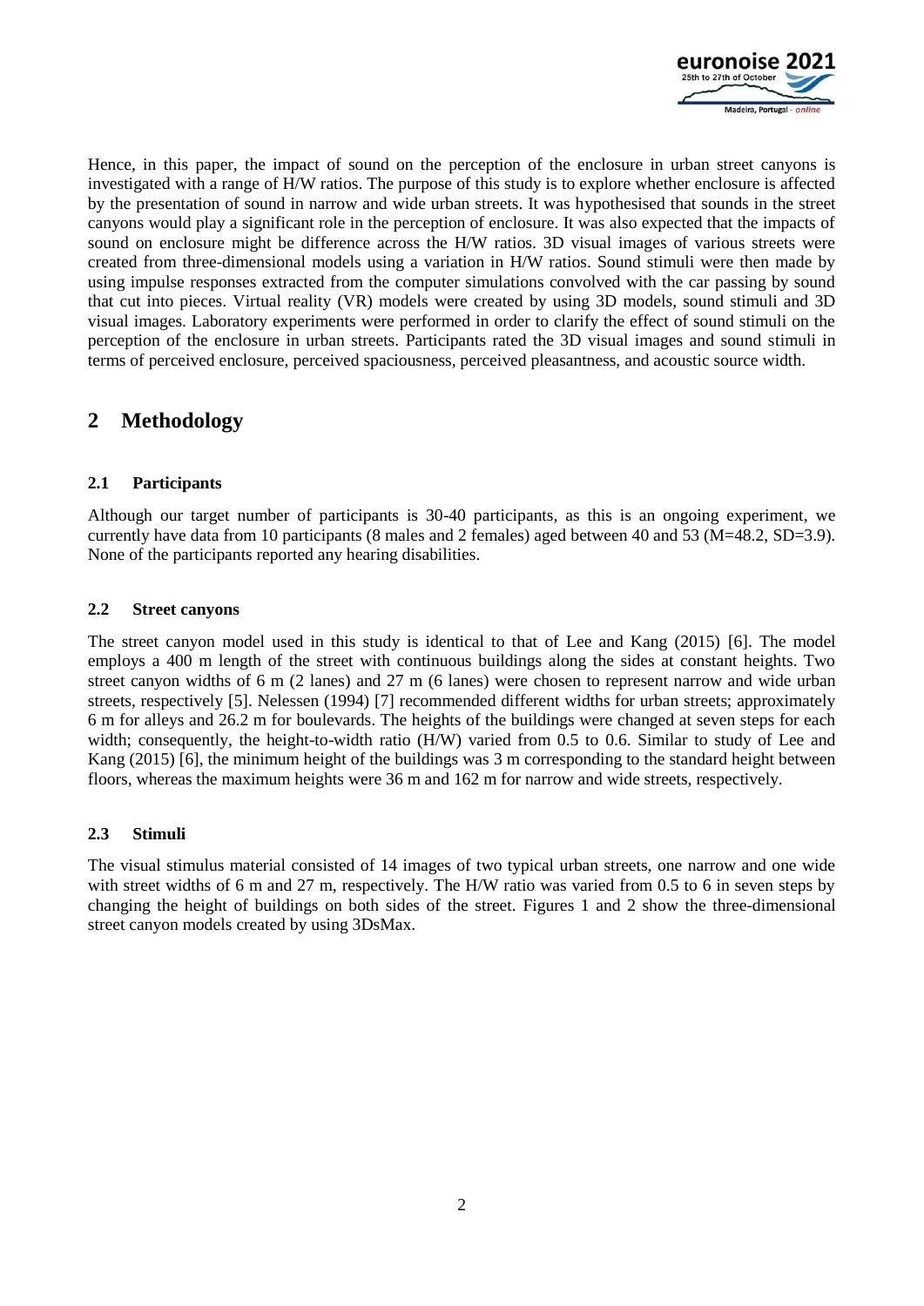Hence, in this paper, the impact of sound on the perception of the enclosure in urban street canyons is investigated with a range of H/W ratios. The purpose of this study is to explore whether enclosure is affected by the presentation of sound in narrow and wide urban streets. It was hypothesised that sounds in the street canyons would play a significant role in the perception of enclosure. It was also expected that the impacts of sound on enclosure might be difference across the H/W ratios. 3D visual images of various streets were created from three-dimensional models using a variation in H/W ratios. Sound stimuli were then made by using impulse responses extracted from the computer simulations convolved with the car passing by sound that cut into pieces. Virtual reality (VR) models were created by using 3D models, sound stimuli and 3D visual images. Laboratory experiments were performed in order to clarify the effect of sound stimuli on the perception of the enclosure in urban streets. Participants rated the 3D visual images and sound stimuli in terms of perceived enclosure, perceived spaciousness, perceived pleasantness, and acoustic source width.

# 2 Methodology

## 2.1 Participants

Although our target number of participants is 30-40 participants, as this is an ongoing experiment, we currently have data from 10 participants (8 males and 2 females) aged between 40 and 53 (M=48.2, SD=3.9). None of the participants reported any hearing disabilities.

## 2.2 Street canyons

The street canyon model used in this study is identical to that of Lee and Kang (2015) [6]. The model employs a 400 m length of the street with continuous buildings along the sides at constant heights. Two street canyon widths of 6 m (2 lanes) and 27 m (6 lanes) were chosen to represent narrow and wide urban streets, respectively [5]. Nelessen (1994) [7] recommended different widths for urban streets; approximately 6 m for alleys and 26.2 m for boulevards. The heights of the buildings were changed at seven steps for each width; consequently, the height-to-width ratio (H/W) varied from 0.5 to 0.6. Similar to study of Lee and Kang (2015) [6], the minimum height of the buildings was 3 m corresponding to the standard height between floors, whereas the maximum heights were 36 m and 162 m for narrow and wide streets, respectively.

## 2.3 Stimuli

The visual stimulus material consisted of 14 images of two typical urban streets, one narrow and one wide with street widths of 6 m and 27 m, respectively. The H/W ratio was varied from 0.5 to 6 in seven steps by changing the height of buildings on both sides of the street. Figures 1 and 2 show the three-dimensional street canyon models created by using 3DsMax.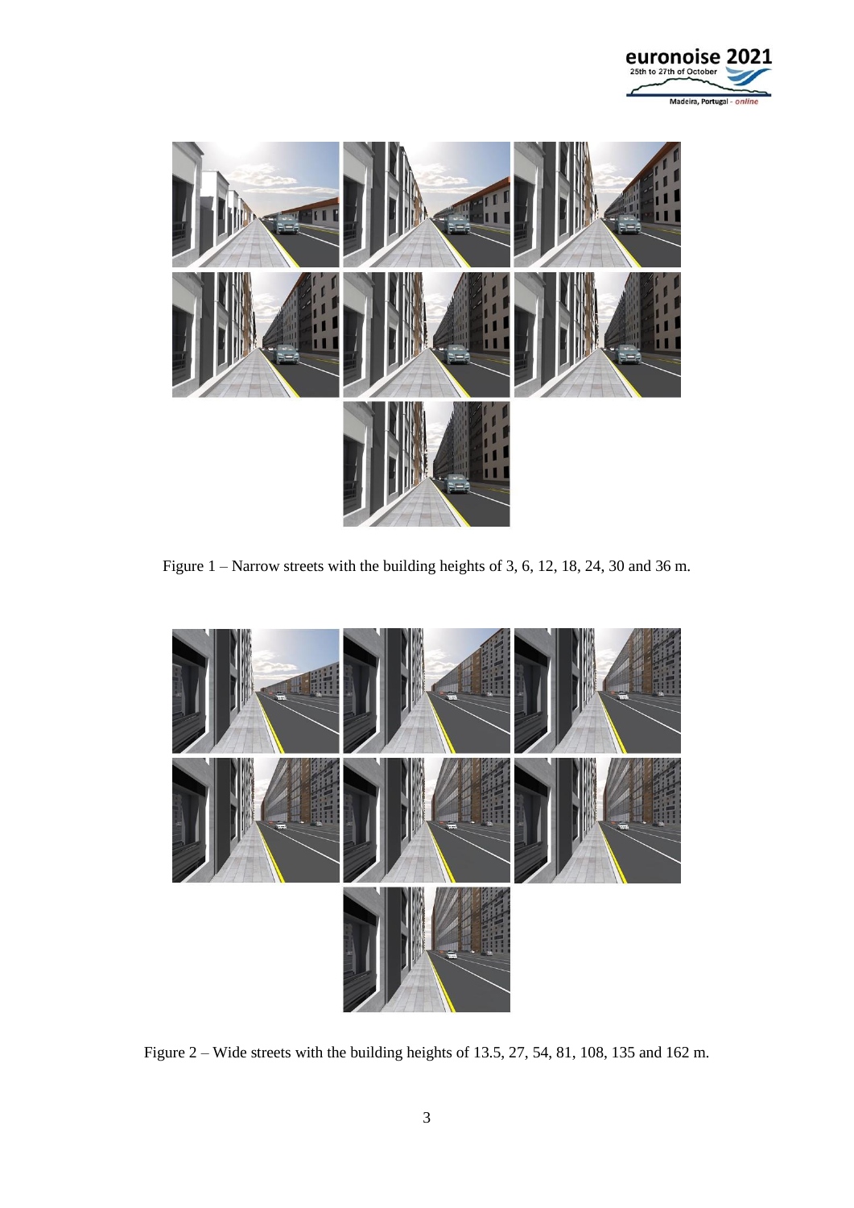Figure 1 – Narrow streets with the building heights of 3, 6, 12, 18, 24, 30 and 36 m.

Figure 2 – Wide streets with the building heights of 13.5, 27, 54, 81, 108, 135 and 162 m.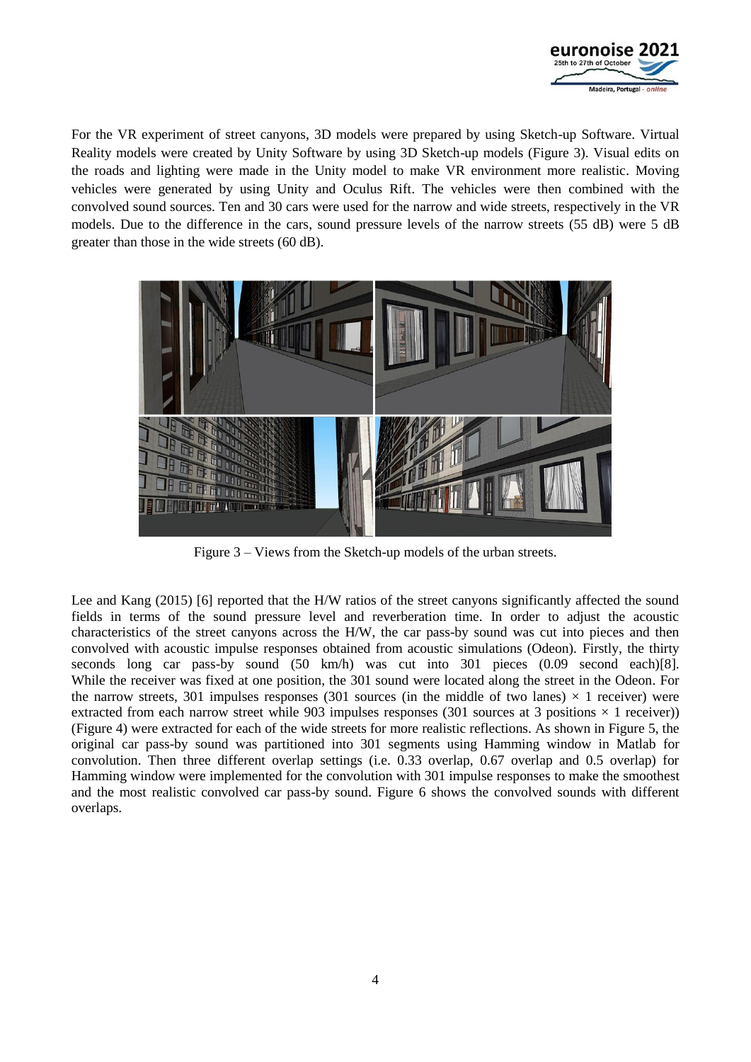For the VR experiment of street canyons, 3D models were prepared by using Sketch-up Software. Virtual Reality models were created by Unity Software by using 3D Sketch-up models (Figure 3). Visual edits on the roads and lighting were made in the Unity model to make VR environment more realistic. Moving vehicles were generated by using Unity and Oculus Rift. The vehicles were then combined with the convolved sound sources. Ten and 30 cars were used for the narrow and wide streets, respectively in the VR models. Due to the difference in the cars, sound pressure levels of the narrow streets (55 dB) were 5 dB greater than those in the wide streets (60 dB).

Figure 3 – Views from the Sketch-up models of the urban streets.

Lee and Kang (2015) [6] reported that the H/W ratios of the street canyons significantly affected the sound fields in terms of the sound pressure level and reverberation time. In order to adjust the acoustic characteristics of the street canyons across the H/W, the car pass-by sound was cut into pieces and then convolved with acoustic impulse responses obtained from acoustic simulations (Odeon). Firstly, the thirty seconds long car pass-by sound (50 km/h) was cut into 301 pieces (0.09 second each)[8]. While the receiver was fixed at one position, the 301 sound were located along the street in the Odeon. For the narrow streets, 301 impulses responses (301 sources (in the middle of two lanes) × 1 receiver) were extracted from each narrow street while 903 impulses responses (301 sources at 3 positions × 1 receiver)) (Figure 4) were extracted for each of the wide streets for more realistic reflections. As shown in Figure 5, the original car pass-by sound was partitioned into 301 segments using Hamming window in Matlab for convolution. Then three different overlap settings (i.e. 0.33 overlap, 0.67 overlap and 0.5 overlap) for Hamming window were implemented for the convolution with 301 impulse responses to make the smoothest and the most realistic convolved car pass-by sound. Figure 6 shows the convolved sounds with different overlaps.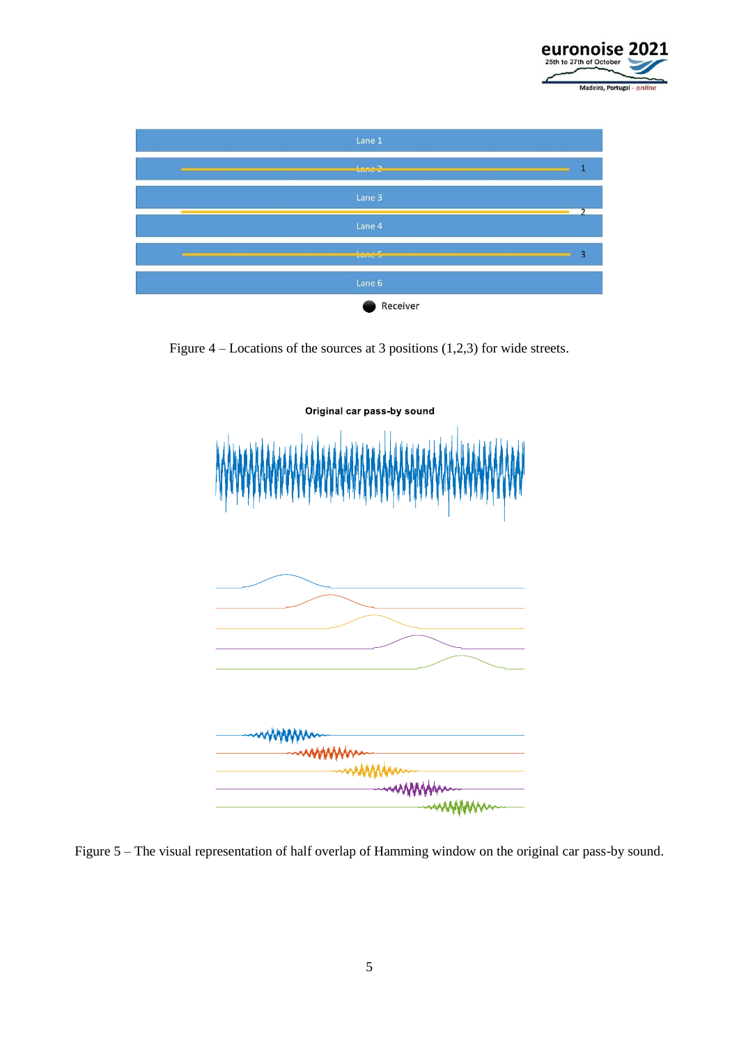Figure 4 – Locations of the sources at 3 positions (1,2,3) for wide streets.

Figure 5 – The visual representation of half overlap of Hamming window on the original car pass-by sound.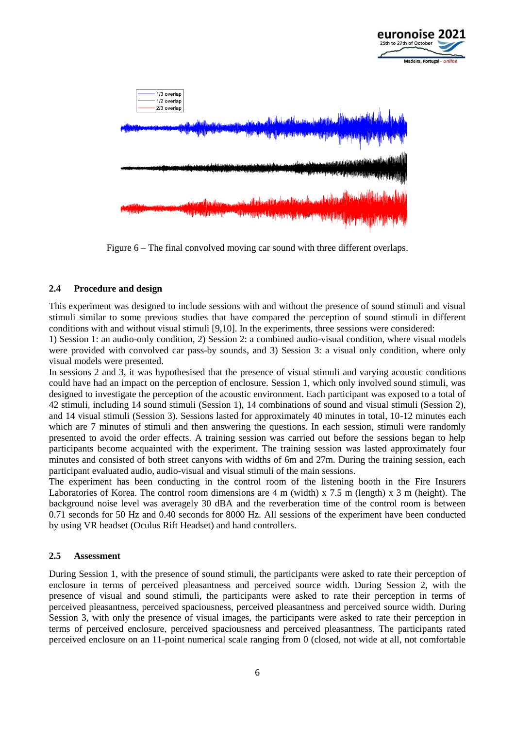Figure 6 – The final convolved moving car sound with three different overlaps.

### 2.4 Procedure and design

This experiment was designed to include sessions with and without the presence of sound stimuli and visual stimuli similar to some previous studies that have compared the perception of sound stimuli in different conditions with and without visual stimuli [9,10]. In the experiments, three sessions were considered:

1) Session 1: an audio-only condition, 2) Session 2: a combined audio-visual condition, where visual models were provided with convolved car pass-by sounds, and 3) Session 3: a visual only condition, where only visual models were presented.

In sessions 2 and 3, it was hypothesised that the presence of visual stimuli and varying acoustic conditions could have had an impact on the perception of enclosure. Session 1, which only involved sound stimuli, was designed to investigate the perception of the acoustic environment. Each participant was exposed to a total of 42 stimuli, including 14 sound stimuli (Session 1), 14 combinations of sound and visual stimuli (Session 2), and 14 visual stimuli (Session 3). Sessions lasted for approximately 40 minutes in total, 10-12 minutes each which are 7 minutes of stimuli and then answering the questions. In each session, stimuli were randomly presented to avoid the order effects. A training session was carried out before the sessions began to help participants become acquainted with the experiment. The training session was lasted approximately four minutes and consisted of both street canyons with widths of 6m and 27m. During the training session, each participant evaluated audio, audio-visual and visual stimuli of the main sessions.

The experiment has been conducting in the control room of the listening booth in the Fire Insurers Laboratories of Korea. The control room dimensions are 4 m (width) x 7.5 m (length) x 3 m (height). The background noise level was averagely 30 dBA and the reverberation time of the control room is between 0.71 seconds for 50 Hz and 0.40 seconds for 8000 Hz. All sessions of the experiment have been conducted by using VR headset (Oculus Rift Headset) and hand controllers.

### 2.5 Assessment

During Session 1, with the presence of sound stimuli, the participants were asked to rate their perception of enclosure in terms of perceived pleasantness and perceived source width. During Session 2, with the presence of visual and sound stimuli, the participants were asked to rate their perception in terms of perceived pleasantness, perceived spaciousness, perceived pleasantness and perceived source width. During Session 3, with only the presence of visual images, the participants were asked to rate their perception in terms of perceived enclosure, perceived spaciousness and perceived pleasantness. The participants rated perceived enclosure on an 11-point numerical scale ranging from 0 (closed, not wide at all, not comfortable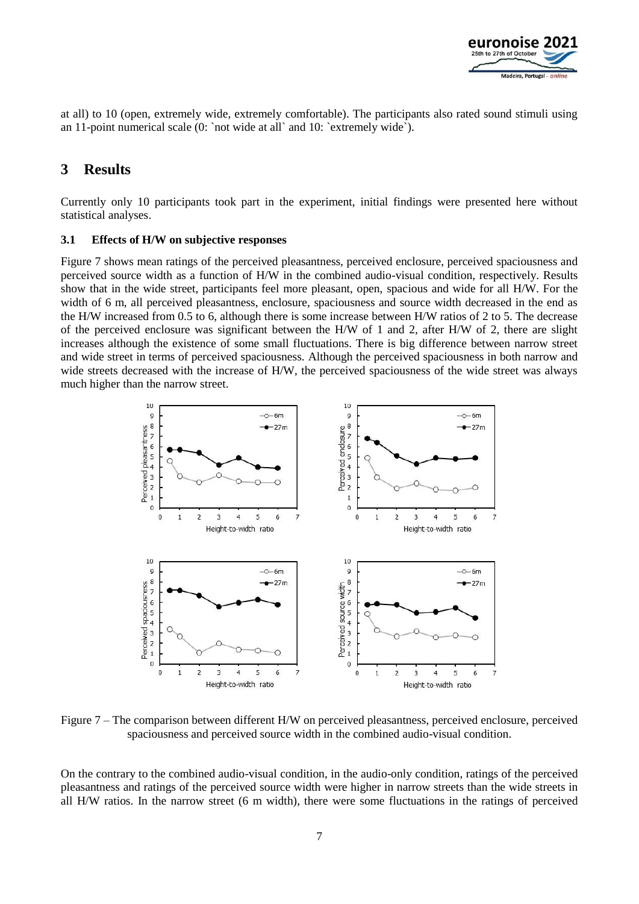at all) to 10 (open, extremely wide, extremely comfortable). The participants also rated sound stimuli using an 11-point numerical scale (0: `not wide at all` and 10: `extremely wide`).

# 3 Results

Currently only 10 participants took part in the experiment, initial findings were presented here without statistical analyses.

### 3.1 Effects of H/W on subjective responses

Figure 7 shows mean ratings of the perceived pleasantness, perceived enclosure, perceived spaciousness and perceived source width as a function of H/W in the combined audio-visual condition, respectively. Results show that in the wide street, participants feel more pleasant, open, spacious and wide for all H/W. For the width of 6 m, all perceived pleasantness, enclosure, spaciousness and source width decreased in the end as the H/W increased from 0.5 to 6, although there is some increase between H/W ratios of 2 to 5. The decrease of the perceived enclosure was significant between the H/W of 1 and 2, after H/W of 2, there are slight increases although the existence of some small fluctuations. There is big difference between narrow street and wide street in terms of perceived spaciousness. Although the perceived spaciousness in both narrow and wide streets decreased with the increase of H/W, the perceived spaciousness of the wide street was always much higher than the narrow street.

Figure 7 – The comparison between different H/W on perceived pleasantness, perceived enclosure, perceived spaciousness and perceived source width in the combined audio-visual condition.

On the contrary to the combined audio-visual condition, in the audio-only condition, ratings of the perceived pleasantness and ratings of the perceived source width were higher in narrow streets than the wide streets in all H/W ratios. In the narrow street (6 m width), there were some fluctuations in the ratings of perceived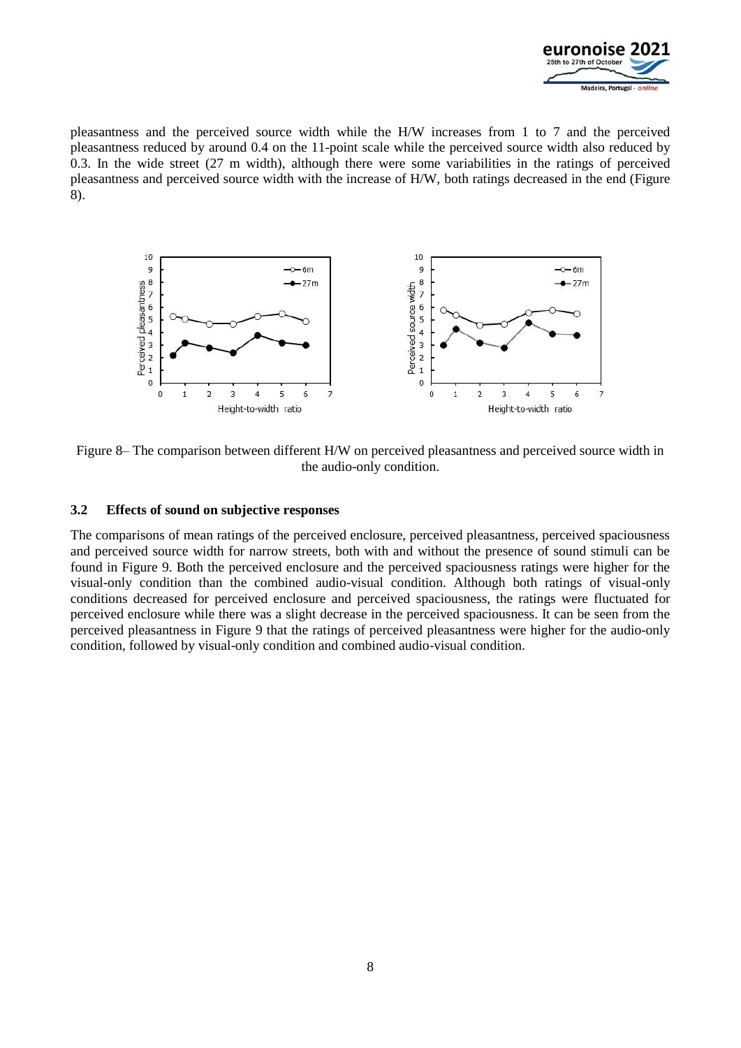pleasantness and the perceived source width while the H/W increases from 1 to 7 and the perceived pleasantness reduced by around 0.4 on the 11-point scale while the perceived source width also reduced by 0.3. In the wide street (27 m width), although there were some variabilities in the ratings of perceived pleasantness and perceived source width with the increase of H/W, both ratings decreased in the end (Figure 8).

Figure 8– The comparison between different H/W on perceived pleasantness and perceived source width in the audio-only condition.

### 3.2 Effects of sound on subjective responses

The comparisons of mean ratings of the perceived enclosure, perceived pleasantness, perceived spaciousness and perceived source width for narrow streets, both with and without the presence of sound stimuli can be found in Figure 9. Both the perceived enclosure and the perceived spaciousness ratings were higher for the visual-only condition than the combined audio-visual condition. Although both ratings of visual-only conditions decreased for perceived enclosure and perceived spaciousness, the ratings were fluctuated for perceived enclosure while there was a slight decrease in the perceived spaciousness. It can be seen from the perceived pleasantness in Figure 9 that the ratings of perceived pleasantness were higher for the audio-only condition, followed by visual-only condition and combined audio-visual condition.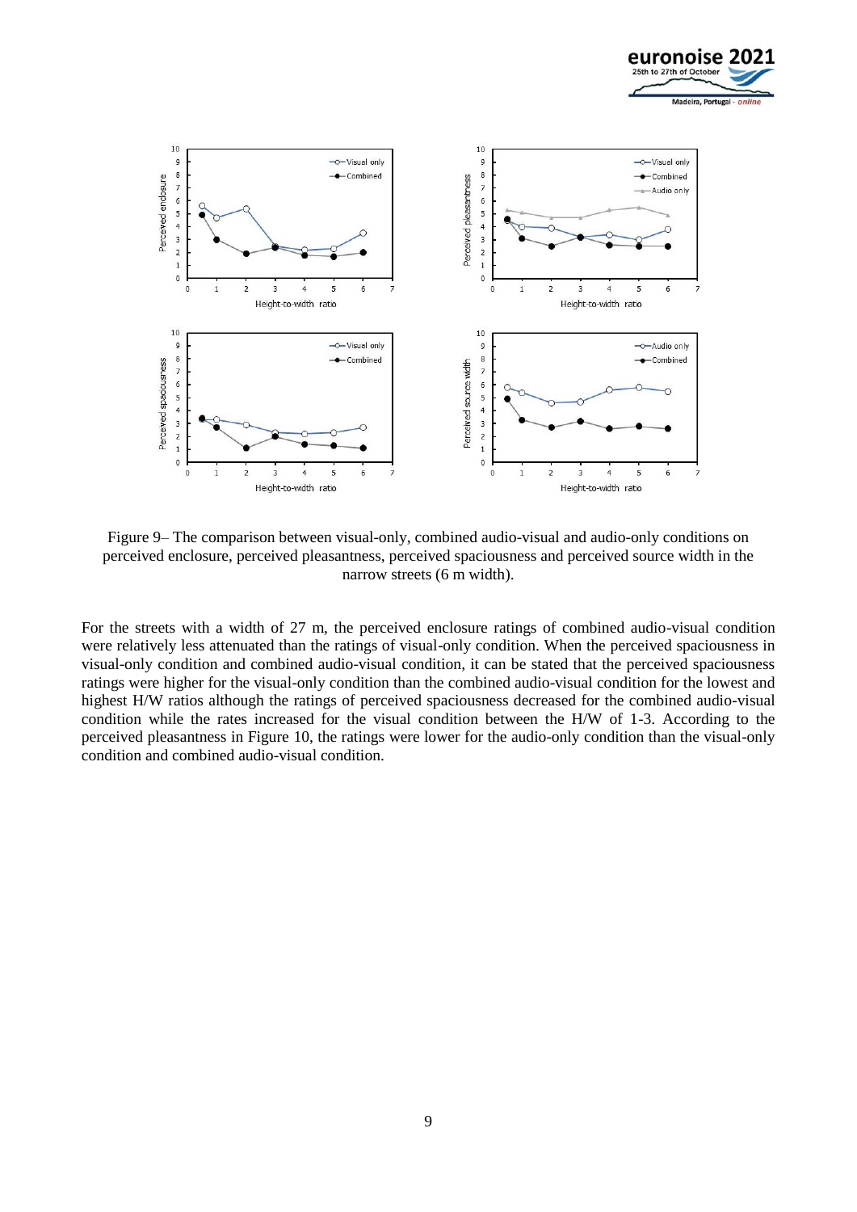Figure 9– The comparison between visual-only, combined audio-visual and audio-only conditions on perceived enclosure, perceived pleasantness, perceived spaciousness and perceived source width in the narrow streets (6 m width).

For the streets with a width of 27 m, the perceived enclosure ratings of combined audio-visual condition were relatively less attenuated than the ratings of visual-only condition. When the perceived spaciousness in visual-only condition and combined audio-visual condition, it can be stated that the perceived spaciousness ratings were higher for the visual-only condition than the combined audio-visual condition for the lowest and highest H/W ratios although the ratings of perceived spaciousness decreased for the combined audio-visual condition while the rates increased for the visual condition between the H/W of 1-3. According to the perceived pleasantness in Figure 10, the ratings were lower for the audio-only condition than the visual-only condition and combined audio-visual condition.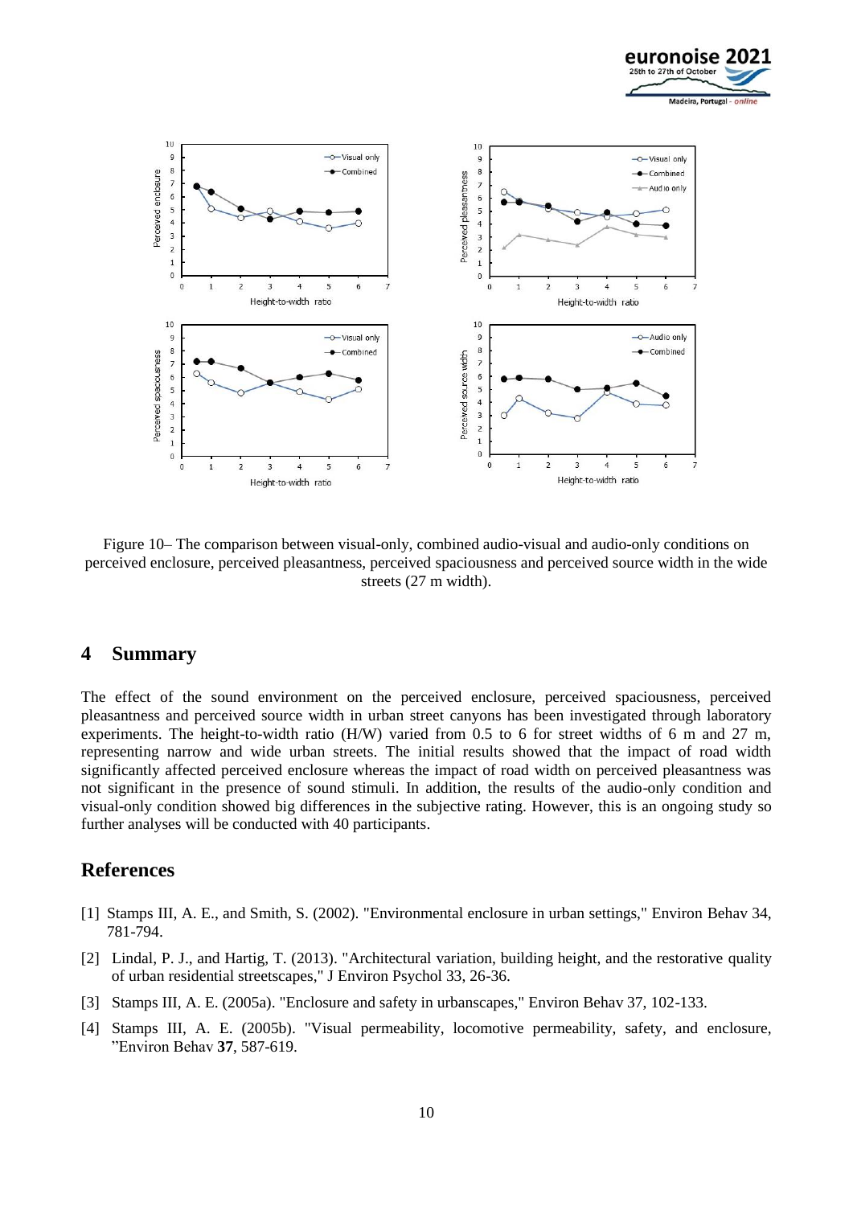Figure 10– The comparison between visual-only, combined audio-visual and audio-only conditions on perceived enclosure, perceived pleasantness, perceived spaciousness and perceived source width in the wide streets (27 m width).

## 4 Summary

The effect of the sound environment on the perceived enclosure, perceived spaciousness, perceived pleasantness and perceived source width in urban street canyons has been investigated through laboratory experiments. The height-to-width ratio (H/W) varied from 0.5 to 6 for street widths of 6 m and 27 m, representing narrow and wide urban streets. The initial results showed that the impact of road width significantly affected perceived enclosure whereas the impact of road width on perceived pleasantness was not significant in the presence of sound stimuli. In addition, the results of the audio-only condition and visual-only condition showed big differences in the subjective rating. However, this is an ongoing study so further analyses will be conducted with 40 participants.

## References

[1] Stamps III, A. E., and Smith, S. (2002). "Environmental enclosure in urban settings," Environ Behav 34, 781-794.

[2] Lindal, P. J., and Hartig, T. (2013). "Architectural variation, building height, and the restorative quality of urban residential streetscapes," J Environ Psychol 33, 26-36.

[3] Stamps III, A. E. (2005a). "Enclosure and safety in urbanscapes," Environ Behav 37, 102-133.

[4] Stamps III, A. E. (2005b). "Visual permeability, locomotive permeability, safety, and enclosure, "Environ Behav **37**, 587-619.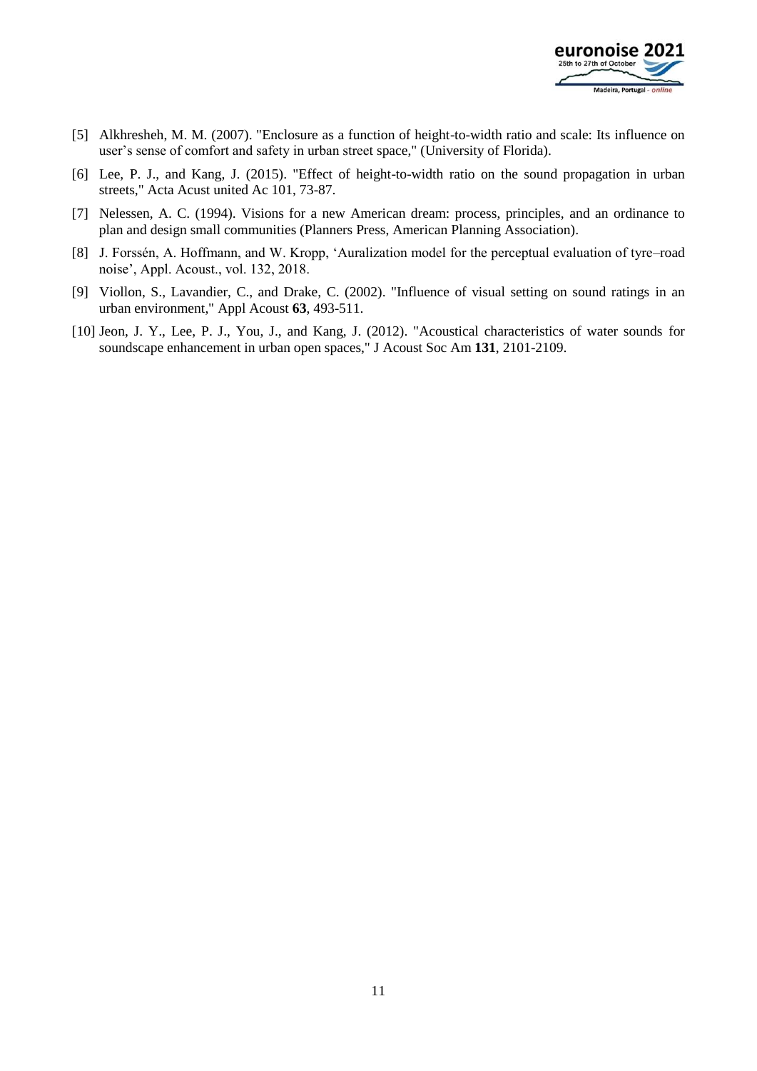[5] Alkhresheh, M. M. (2007). "Enclosure as a function of height-to-width ratio and scale: Its influence on user's sense of comfort and safety in urban street space," (University of Florida).

[6] Lee, P. J., and Kang, J. (2015). "Effect of height-to-width ratio on the sound propagation in urban streets," Acta Acust united Ac 101, 73-87.

[7] Nelessen, A. C. (1994). Visions for a new American dream: process, principles, and an ordinance to plan and design small communities (Planners Press, American Planning Association).

[8] J. Forssén, A. Hoffmann, and W. Kropp, 'Auralization model for the perceptual evaluation of tyre–road noise', Appl. Acoust., vol. 132, 2018.

[9] Viollon, S., Lavandier, C., and Drake, C. (2002). "Influence of visual setting on sound ratings in an urban environment," Appl Acoust **63**, 493-511.

[10] Jeon, J. Y., Lee, P. J., You, J., and Kang, J. (2012). "Acoustical characteristics of water sounds for soundscape enhancement in urban open spaces," J Acoust Soc Am **131**, 2101-2109.